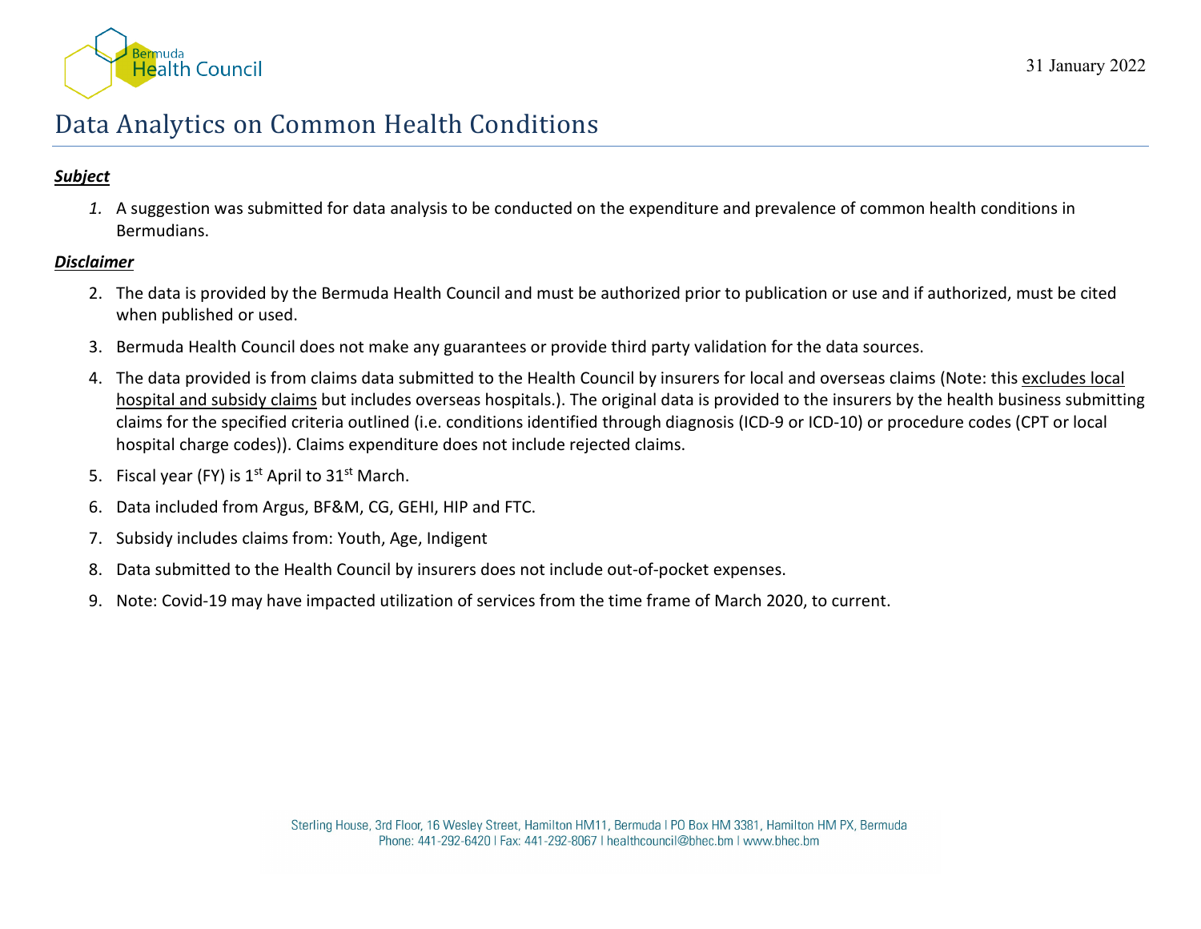31 January 2022

# Data Analytics on Common Health Conditions

***Subject***

1. A suggestion was submitted for data analysis to be conducted on the expenditure and prevalence of common health conditions in Bermudians.

***Disclaimer***

2. The data is provided by the Bermuda Health Council and must be authorized prior to publication or use and if authorized, must be cited when published or used.
3. Bermuda Health Council does not make any guarantees or provide third party validation for the data sources.
4. The data provided is from claims data submitted to the Health Council by insurers for local and overseas claims (Note: this excludes local hospital and subsidy claims but includes overseas hospitals.). The original data is provided to the insurers by the health business submitting claims for the specified criteria outlined (i.e. conditions identified through diagnosis (ICD-9 or ICD-10) or procedure codes (CPT or local hospital charge codes)). Claims expenditure does not include rejected claims.
5. Fiscal year (FY) is 1st April to 31st March.
6. Data included from Argus, BF&M, CG, GEHI, HIP and FTC.
7. Subsidy includes claims from: Youth, Age, Indigent
8. Data submitted to the Health Council by insurers does not include out-of-pocket expenses.
9. Note: Covid-19 may have impacted utilization of services from the time frame of March 2020, to current.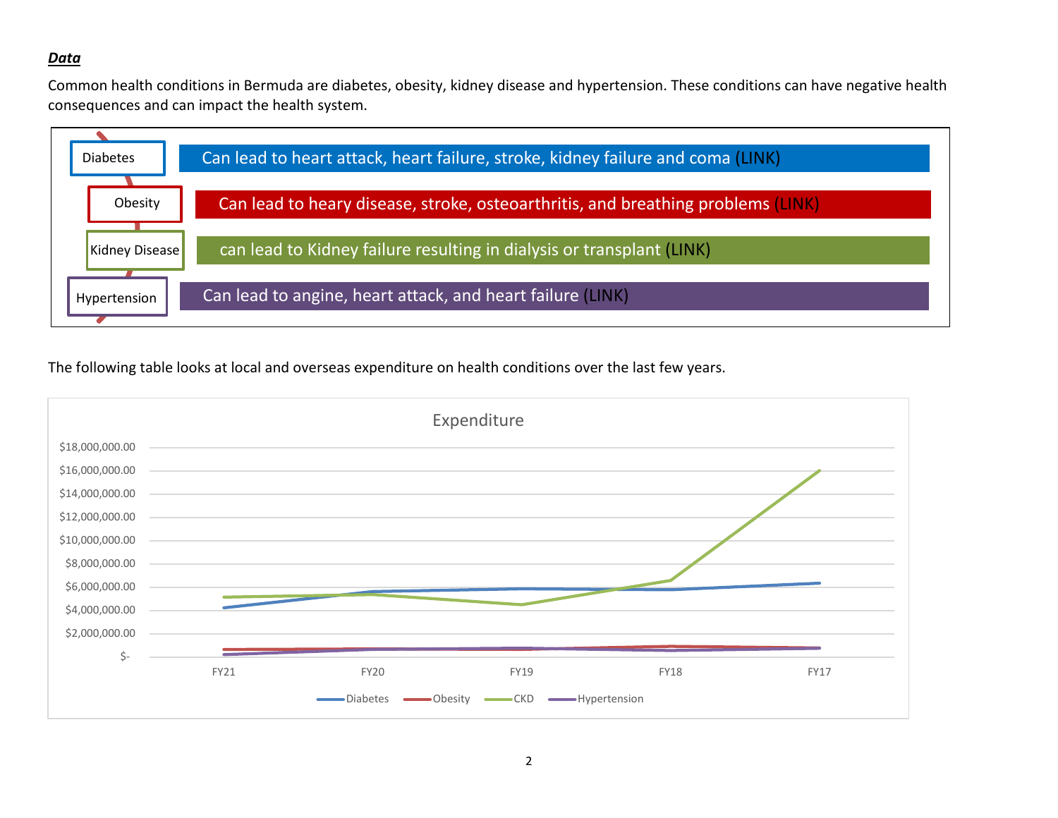***Data***

Common health conditions in Bermuda are diabetes, obesity, kidney disease and hypertension. These conditions can have negative health consequences and can impact the health system.

| Condition | Consequences |
|---|---|
| Diabetes | Can lead to heart attack, heart failure, stroke, kidney failure and coma (LINK) |
| Obesity | Can lead to heary disease, stroke, osteoarthritis, and breathing problems (LINK) |
| Kidney Disease | can lead to Kidney failure resulting in dialysis or transplant (LINK) |
| Hypertension | Can lead to angine, heart attack, and heart failure (LINK) |

The following table looks at local and overseas expenditure on health conditions over the last few years.

**Expenditure**

Y-axis: $- to $18,000,000.00

X-axis: FY21, FY20, FY19, FY18, FY17

Legend: Diabetes, Obesity, CKD, Hypertension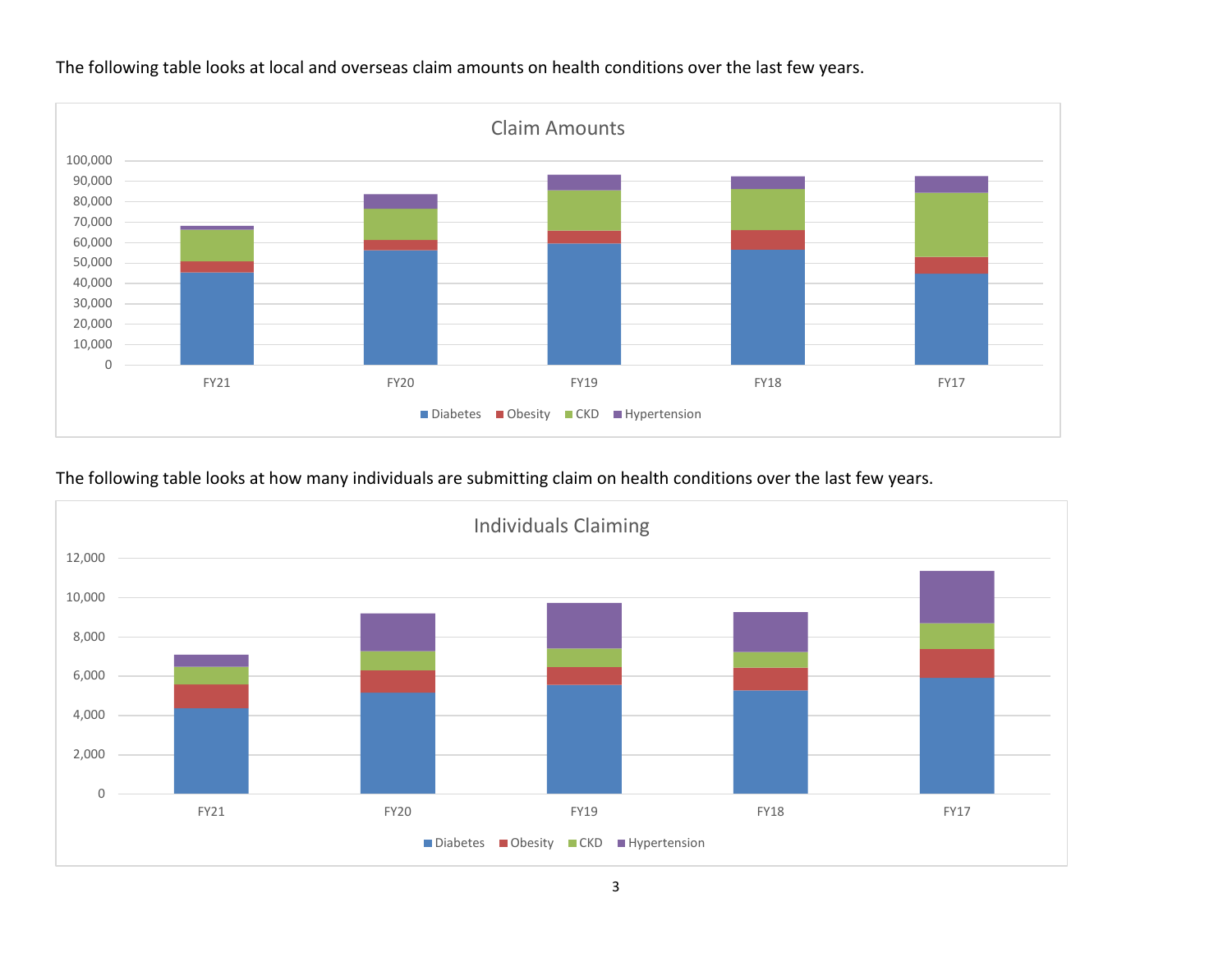The following table looks at local and overseas claim amounts on health conditions over the last few years.

The following table looks at how many individuals are submitting claim on health conditions over the last few years.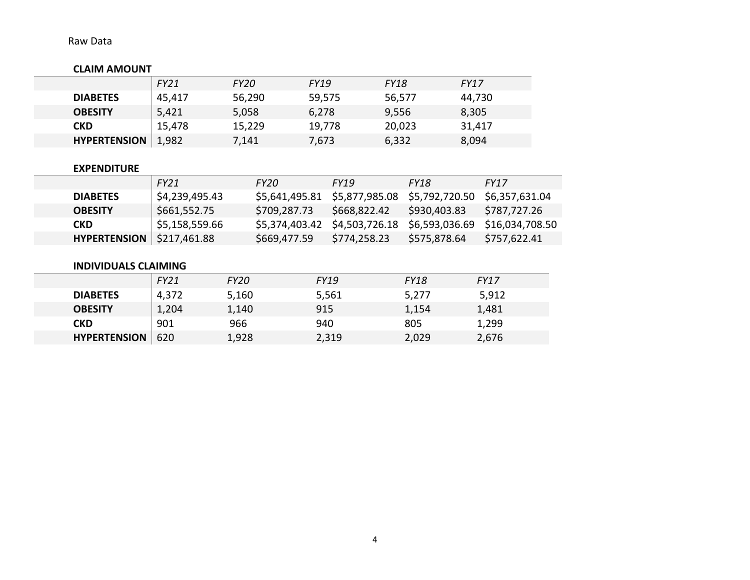Raw Data

**CLAIM AMOUNT**

| | *FY21* | *FY20* | *FY19* | *FY18* | *FY17* |
|---|---|---|---|---|---|
| **DIABETES** | 45,417 | 56,290 | 59,575 | 56,577 | 44,730 |
| **OBESITY** | 5,421 | 5,058 | 6,278 | 9,556 | 8,305 |
| **CKD** | 15,478 | 15,229 | 19,778 | 20,023 | 31,417 |
| **HYPERTENSION** | 1,982 | 7,141 | 7,673 | 6,332 | 8,094 |

**EXPENDITURE**

| | *FY21* | *FY20* | *FY19* | *FY18* | *FY17* |
|---|---|---|---|---|---|
| **DIABETES** | $4,239,495.43 | $5,641,495.81 | $5,877,985.08 | $5,792,720.50 | $6,357,631.04 |
| **OBESITY** | $661,552.75 | $709,287.73 | $668,822.42 | $930,403.83 | $787,727.26 |
| **CKD** | $5,158,559.66 | $5,374,403.42 | $4,503,726.18 | $6,593,036.69 | $16,034,708.50 |
| **HYPERTENSION** | $217,461.88 | $669,477.59 | $774,258.23 | $575,878.64 | $757,622.41 |

**INDIVIDUALS CLAIMING**

| | *FY21* | *FY20* | *FY19* | *FY18* | *FY17* |
|---|---|---|---|---|---|
| **DIABETES** | 4,372 | 5,160 | 5,561 | 5,277 | 5,912 |
| **OBESITY** | 1,204 | 1,140 | 915 | 1,154 | 1,481 |
| **CKD** | 901 | 966 | 940 | 805 | 1,299 |
| **HYPERTENSION** | 620 | 1,928 | 2,319 | 2,029 | 2,676 |